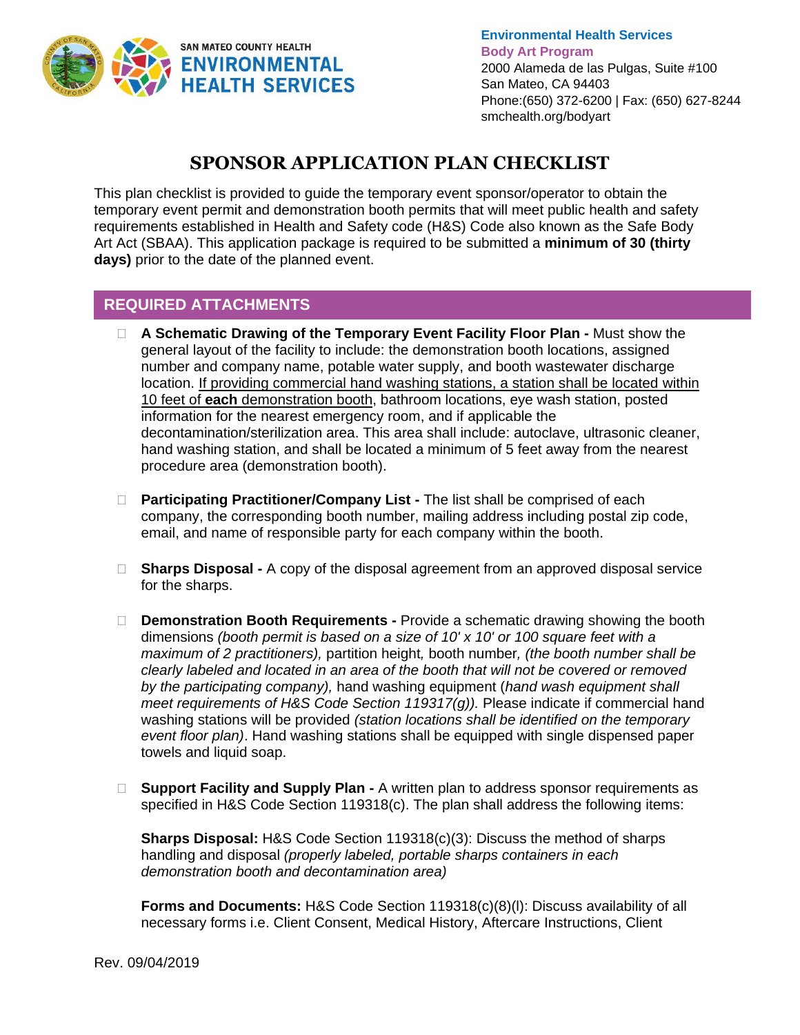SAN MATEO COUNTY HEALTH
ENVIRONMENTAL HEALTH SERVICES

**Environmental Health Services**
**Body Art Program**
2000 Alameda de las Pulgas, Suite #100
San Mateo, CA 94403
Phone:(650) 372-6200 | Fax: (650) 627-8244
smchealth.org/bodyart

# SPONSOR APPLICATION PLAN CHECKLIST

This plan checklist is provided to guide the temporary event sponsor/operator to obtain the temporary event permit and demonstration booth permits that will meet public health and safety requirements established in Health and Safety code (H&S) Code also known as the Safe Body Art Act (SBAA). This application package is required to be submitted a **minimum of 30 (thirty days)** prior to the date of the planned event.

## REQUIRED ATTACHMENTS

- ☐ **A Schematic Drawing of the Temporary Event Facility Floor Plan -** Must show the general layout of the facility to include: the demonstration booth locations, assigned number and company name, potable water supply, and booth wastewater discharge location. <u>If providing commercial hand washing stations, a station shall be located within 10 feet of **each** demonstration booth</u>, bathroom locations, eye wash station, posted information for the nearest emergency room, and if applicable the decontamination/sterilization area. This area shall include: autoclave, ultrasonic cleaner, hand washing station, and shall be located a minimum of 5 feet away from the nearest procedure area (demonstration booth).

- ☐ **Participating Practitioner/Company List -** The list shall be comprised of each company, the corresponding booth number, mailing address including postal zip code, email, and name of responsible party for each company within the booth.

- ☐ **Sharps Disposal -** A copy of the disposal agreement from an approved disposal service for the sharps.

- ☐ **Demonstration Booth Requirements -** Provide a schematic drawing showing the booth dimensions *(booth permit is based on a size of 10' x 10' or 100 square feet with a maximum of 2 practitioners),* partition height, booth number*, (the booth number shall be clearly labeled and located in an area of the booth that will not be covered or removed by the participating company),* hand washing equipment (*hand wash equipment shall meet requirements of H&S Code Section 119317(g)).* Please indicate if commercial hand washing stations will be provided *(station locations shall be identified on the temporary event floor plan)*. Hand washing stations shall be equipped with single dispensed paper towels and liquid soap.

- ☐ **Support Facility and Supply Plan -** A written plan to address sponsor requirements as specified in H&S Code Section 119318(c). The plan shall address the following items:

  **Sharps Disposal:** H&S Code Section 119318(c)(3): Discuss the method of sharps handling and disposal *(properly labeled, portable sharps containers in each demonstration booth and decontamination area)*

  **Forms and Documents:** H&S Code Section 119318(c)(8)(l): Discuss availability of all necessary forms i.e. Client Consent, Medical History, Aftercare Instructions, Client

Rev. 09/04/2019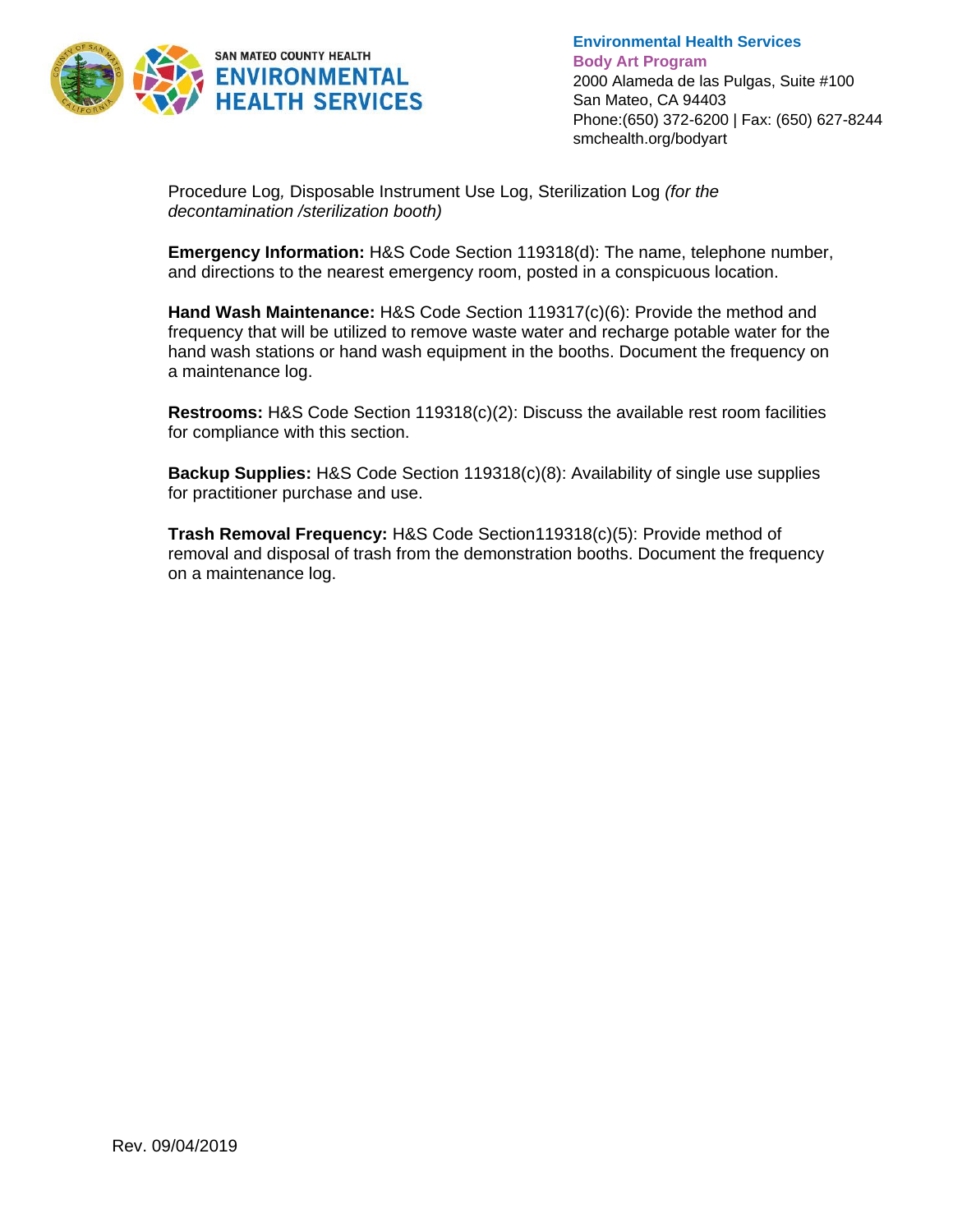Procedure Log, Disposable Instrument Use Log, Sterilization Log *(for the decontamination /sterilization booth)*

**Emergency Information:** H&S Code Section 119318(d): The name, telephone number, and directions to the nearest emergency room, posted in a conspicuous location.

**Hand Wash Maintenance:** H&S Code *S*ection 119317(c)(6): Provide the method and frequency that will be utilized to remove waste water and recharge potable water for the hand wash stations or hand wash equipment in the booths. Document the frequency on a maintenance log.

**Restrooms:** H&S Code Section 119318(c)(2): Discuss the available rest room facilities for compliance with this section.

**Backup Supplies:** H&S Code Section 119318(c)(8): Availability of single use supplies for practitioner purchase and use.

**Trash Removal Frequency:** H&S Code Section119318(c)(5): Provide method of removal and disposal of trash from the demonstration booths. Document the frequency on a maintenance log.

Rev. 09/04/2019